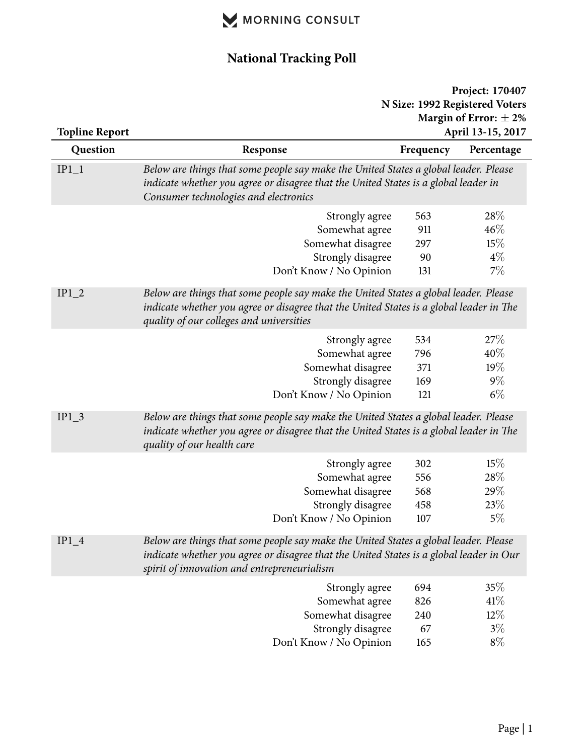MORNING CONSULT

# National Tracking Poll

**Project: 170407**
**N Size: 1992 Registered Voters**
**Margin of Error: ± 2%**
**April 13-15, 2017**

**Topline Report**

| Question | Response | Frequency | Percentage |
|---|---|---|---|
| IP1_1 | *Below are things that some people say make the United States a global leader. Please indicate whether you agree or disagree that the United States is a global leader in Consumer technologies and electronics* | | |
| | Strongly agree | 563 | 28% |
| | Somewhat agree | 911 | 46% |
| | Somewhat disagree | 297 | 15% |
| | Strongly disagree | 90 | 4% |
| | Don't Know / No Opinion | 131 | 7% |
| IP1_2 | *Below are things that some people say make the United States a global leader. Please indicate whether you agree or disagree that the United States is a global leader in The quality of our colleges and universities* | | |
| | Strongly agree | 534 | 27% |
| | Somewhat agree | 796 | 40% |
| | Somewhat disagree | 371 | 19% |
| | Strongly disagree | 169 | 9% |
| | Don't Know / No Opinion | 121 | 6% |
| IP1_3 | *Below are things that some people say make the United States a global leader. Please indicate whether you agree or disagree that the United States is a global leader in The quality of our health care* | | |
| | Strongly agree | 302 | 15% |
| | Somewhat agree | 556 | 28% |
| | Somewhat disagree | 568 | 29% |
| | Strongly disagree | 458 | 23% |
| | Don't Know / No Opinion | 107 | 5% |
| IP1_4 | *Below are things that some people say make the United States a global leader. Please indicate whether you agree or disagree that the United States is a global leader in Our spirit of innovation and entrepreneurialism* | | |
| | Strongly agree | 694 | 35% |
| | Somewhat agree | 826 | 41% |
| | Somewhat disagree | 240 | 12% |
| | Strongly disagree | 67 | 3% |
| | Don't Know / No Opinion | 165 | 8% |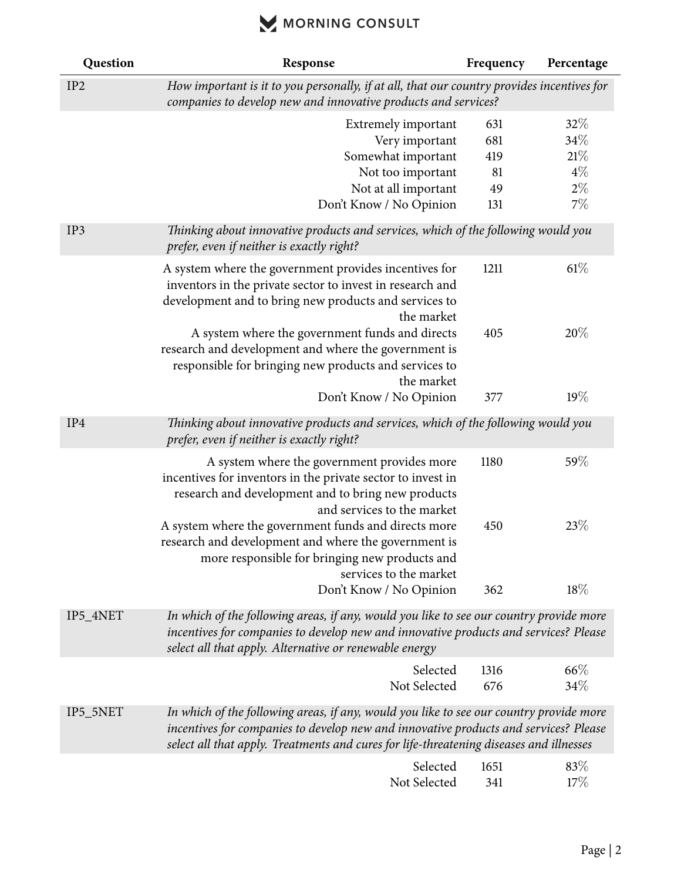| Question | Response | Frequency | Percentage |
|---|---|---|---|
| IP2 | *How important is it to you personally, if at all, that our country provides incentives for companies to develop new and innovative products and services?* | | |
| | Extremely important | 631 | 32% |
| | Very important | 681 | 34% |
| | Somewhat important | 419 | 21% |
| | Not too important | 81 | 4% |
| | Not at all important | 49 | 2% |
| | Don't Know / No Opinion | 131 | 7% |
| IP3 | *Thinking about innovative products and services, which of the following would you prefer, even if neither is exactly right?* | | |
| | A system where the government provides incentives for inventors in the private sector to invest in research and development and to bring new products and services to the market | 1211 | 61% |
| | A system where the government funds and directs research and development and where the government is responsible for bringing new products and services to the market | 405 | 20% |
| | Don't Know / No Opinion | 377 | 19% |
| IP4 | *Thinking about innovative products and services, which of the following would you prefer, even if neither is exactly right?* | | |
| | A system where the government provides more incentives for inventors in the private sector to invest in research and development and to bring new products and services to the market | 1180 | 59% |
| | A system where the government funds and directs more research and development and where the government is more responsible for bringing new products and services to the market | 450 | 23% |
| | Don't Know / No Opinion | 362 | 18% |
| IP5_4NET | *In which of the following areas, if any, would you like to see our country provide more incentives for companies to develop new and innovative products and services? Please select all that apply. Alternative or renewable energy* | | |
| | Selected | 1316 | 66% |
| | Not Selected | 676 | 34% |
| IP5_5NET | *In which of the following areas, if any, would you like to see our country provide more incentives for companies to develop new and innovative products and services? Please select all that apply. Treatments and cures for life-threatening diseases and illnesses* | | |
| | Selected | 1651 | 83% |
| | Not Selected | 341 | 17% |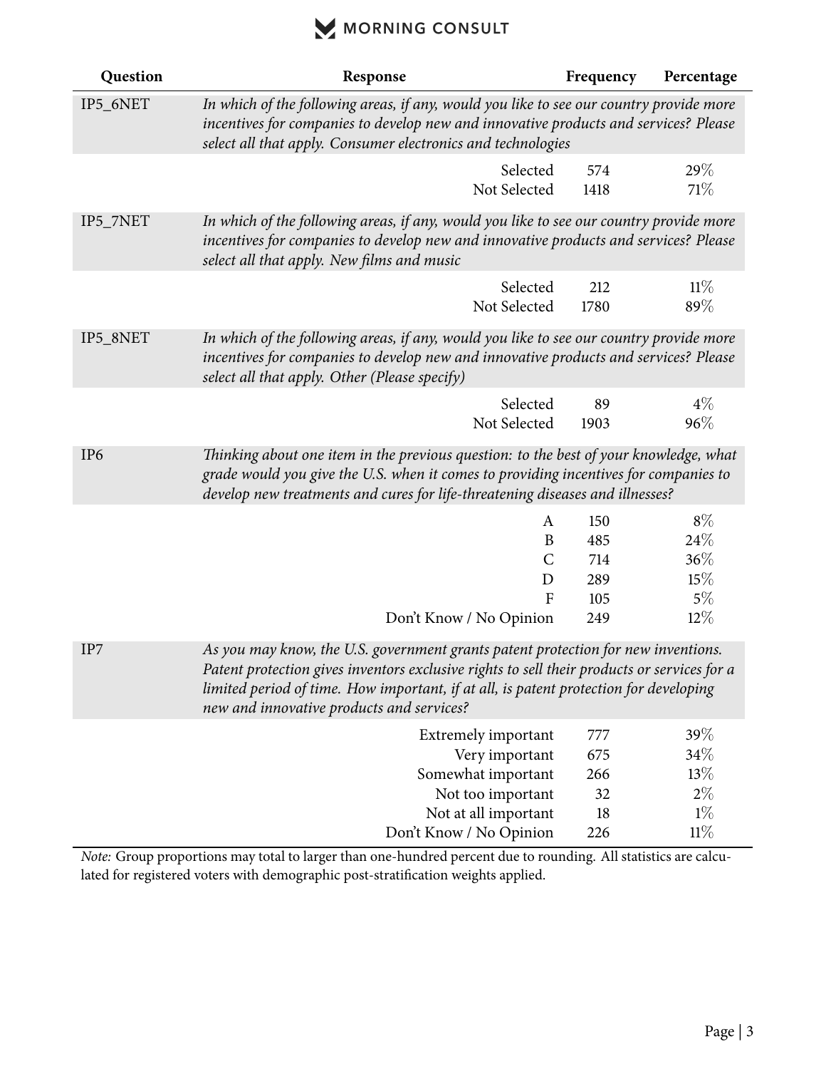| Question | Response | Frequency | Percentage |
|---|---|---|---|
| IP5_6NET | *In which of the following areas, if any, would you like to see our country provide more incentives for companies to develop new and innovative products and services? Please select all that apply. Consumer electronics and technologies* | | |
| | Selected | 574 | 29% |
| | Not Selected | 1418 | 71% |
| IP5_7NET | *In which of the following areas, if any, would you like to see our country provide more incentives for companies to develop new and innovative products and services? Please select all that apply. New films and music* | | |
| | Selected | 212 | 11% |
| | Not Selected | 1780 | 89% |
| IP5_8NET | *In which of the following areas, if any, would you like to see our country provide more incentives for companies to develop new and innovative products and services? Please select all that apply. Other (Please specify)* | | |
| | Selected | 89 | 4% |
| | Not Selected | 1903 | 96% |
| IP6 | *Thinking about one item in the previous question: to the best of your knowledge, what grade would you give the U.S. when it comes to providing incentives for companies to develop new treatments and cures for life-threatening diseases and illnesses?* | | |
| | A | 150 | 8% |
| | B | 485 | 24% |
| | C | 714 | 36% |
| | D | 289 | 15% |
| | F | 105 | 5% |
| | Don't Know / No Opinion | 249 | 12% |
| IP7 | *As you may know, the U.S. government grants patent protection for new inventions. Patent protection gives inventors exclusive rights to sell their products or services for a limited period of time. How important, if at all, is patent protection for developing new and innovative products and services?* | | |
| | Extremely important | 777 | 39% |
| | Very important | 675 | 34% |
| | Somewhat important | 266 | 13% |
| | Not too important | 32 | 2% |
| | Not at all important | 18 | 1% |
| | Don't Know / No Opinion | 226 | 11% |

*Note:* Group proportions may total to larger than one-hundred percent due to rounding. All statistics are calculated for registered voters with demographic post-stratification weights applied.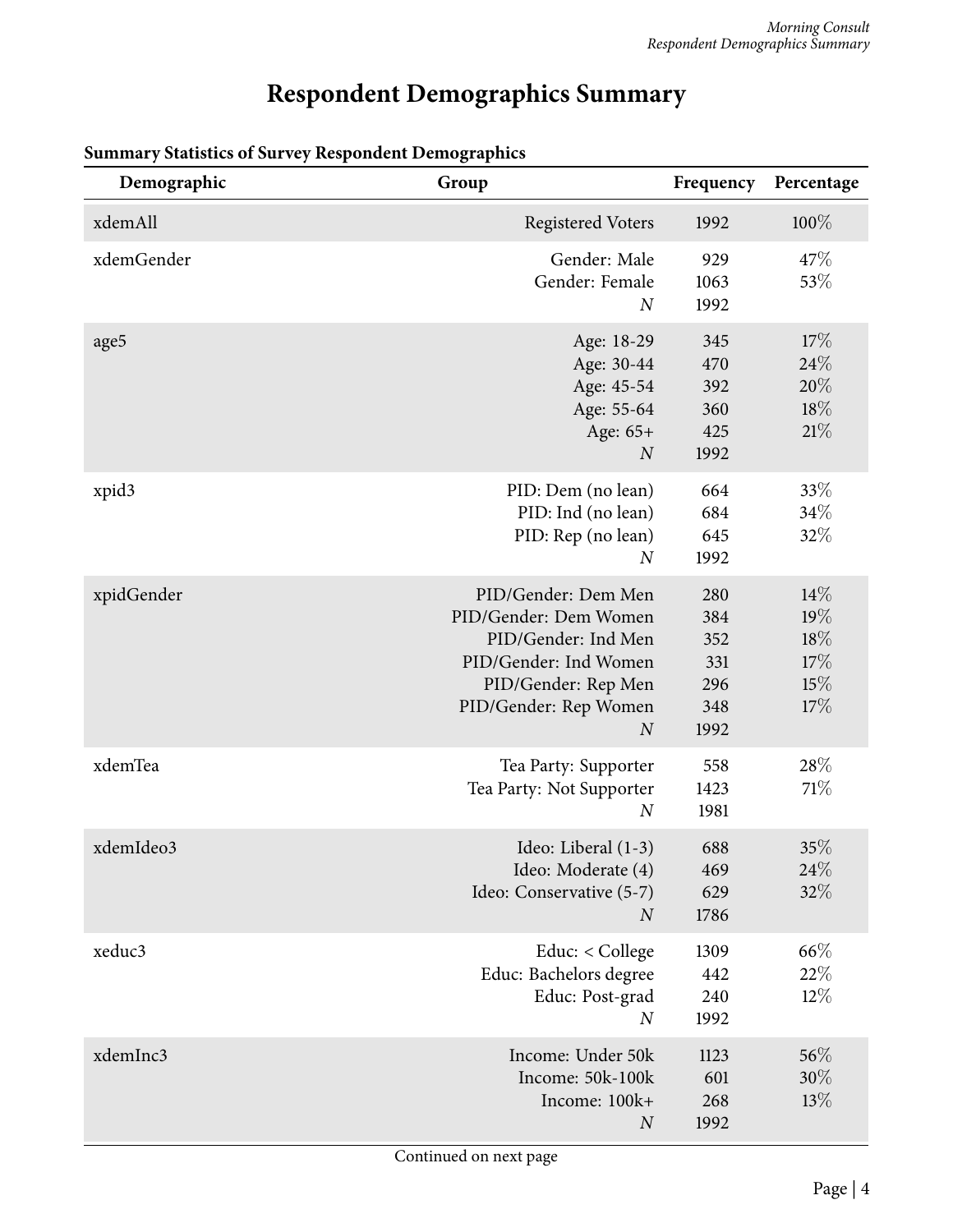# Respondent Demographics Summary

**Summary Statistics of Survey Respondent Demographics**

| Demographic | Group | Frequency | Percentage |
|---|---|---|---|
| xdemAll | Registered Voters | 1992 | 100% |
| xdemGender | Gender: Male | 929 | 47% |
| | Gender: Female | 1063 | 53% |
| | *N* | 1992 | |
| age5 | Age: 18-29 | 345 | 17% |
| | Age: 30-44 | 470 | 24% |
| | Age: 45-54 | 392 | 20% |
| | Age: 55-64 | 360 | 18% |
| | Age: 65+ | 425 | 21% |
| | *N* | 1992 | |
| xpid3 | PID: Dem (no lean) | 664 | 33% |
| | PID: Ind (no lean) | 684 | 34% |
| | PID: Rep (no lean) | 645 | 32% |
| | *N* | 1992 | |
| xpidGender | PID/Gender: Dem Men | 280 | 14% |
| | PID/Gender: Dem Women | 384 | 19% |
| | PID/Gender: Ind Men | 352 | 18% |
| | PID/Gender: Ind Women | 331 | 17% |
| | PID/Gender: Rep Men | 296 | 15% |
| | PID/Gender: Rep Women | 348 | 17% |
| | *N* | 1992 | |
| xdemTea | Tea Party: Supporter | 558 | 28% |
| | Tea Party: Not Supporter | 1423 | 71% |
| | *N* | 1981 | |
| xdemIdeo3 | Ideo: Liberal (1-3) | 688 | 35% |
| | Ideo: Moderate (4) | 469 | 24% |
| | Ideo: Conservative (5-7) | 629 | 32% |
| | *N* | 1786 | |
| xeduc3 | Educ: < College | 1309 | 66% |
| | Educ: Bachelors degree | 442 | 22% |
| | Educ: Post-grad | 240 | 12% |
| | *N* | 1992 | |
| xdemInc3 | Income: Under 50k | 1123 | 56% |
| | Income: 50k-100k | 601 | 30% |
| | Income: 100k+ | 268 | 13% |
| | *N* | 1992 | |

Continued on next page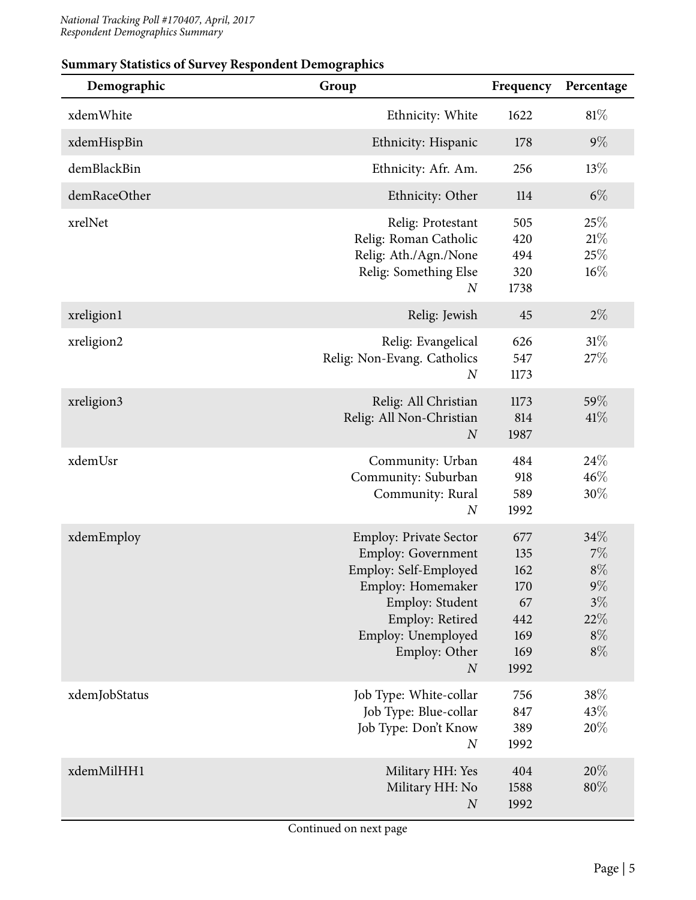**Summary Statistics of Survey Respondent Demographics**

| Demographic | Group | Frequency | Percentage |
|---|---|---|---|
| xdemWhite | Ethnicity: White | 1622 | 81% |
| xdemHispBin | Ethnicity: Hispanic | 178 | 9% |
| demBlackBin | Ethnicity: Afr. Am. | 256 | 13% |
| demRaceOther | Ethnicity: Other | 114 | 6% |
| xrelNet | Relig: Protestant | 505 | 25% |
| | Relig: Roman Catholic | 420 | 21% |
| | Relig: Ath./Agn./None | 494 | 25% |
| | Relig: Something Else | 320 | 16% |
| | *N* | 1738 | |
| xreligion1 | Relig: Jewish | 45 | 2% |
| xreligion2 | Relig: Evangelical | 626 | 31% |
| | Relig: Non-Evang. Catholics | 547 | 27% |
| | *N* | 1173 | |
| xreligion3 | Relig: All Christian | 1173 | 59% |
| | Relig: All Non-Christian | 814 | 41% |
| | *N* | 1987 | |
| xdemUsr | Community: Urban | 484 | 24% |
| | Community: Suburban | 918 | 46% |
| | Community: Rural | 589 | 30% |
| | *N* | 1992 | |
| xdemEmploy | Employ: Private Sector | 677 | 34% |
| | Employ: Government | 135 | 7% |
| | Employ: Self-Employed | 162 | 8% |
| | Employ: Homemaker | 170 | 9% |
| | Employ: Student | 67 | 3% |
| | Employ: Retired | 442 | 22% |
| | Employ: Unemployed | 169 | 8% |
| | Employ: Other | 169 | 8% |
| | *N* | 1992 | |
| xdemJobStatus | Job Type: White-collar | 756 | 38% |
| | Job Type: Blue-collar | 847 | 43% |
| | Job Type: Don't Know | 389 | 20% |
| | *N* | 1992 | |
| xdemMilHH1 | Military HH: Yes | 404 | 20% |
| | Military HH: No | 1588 | 80% |
| | *N* | 1992 | |

Continued on next page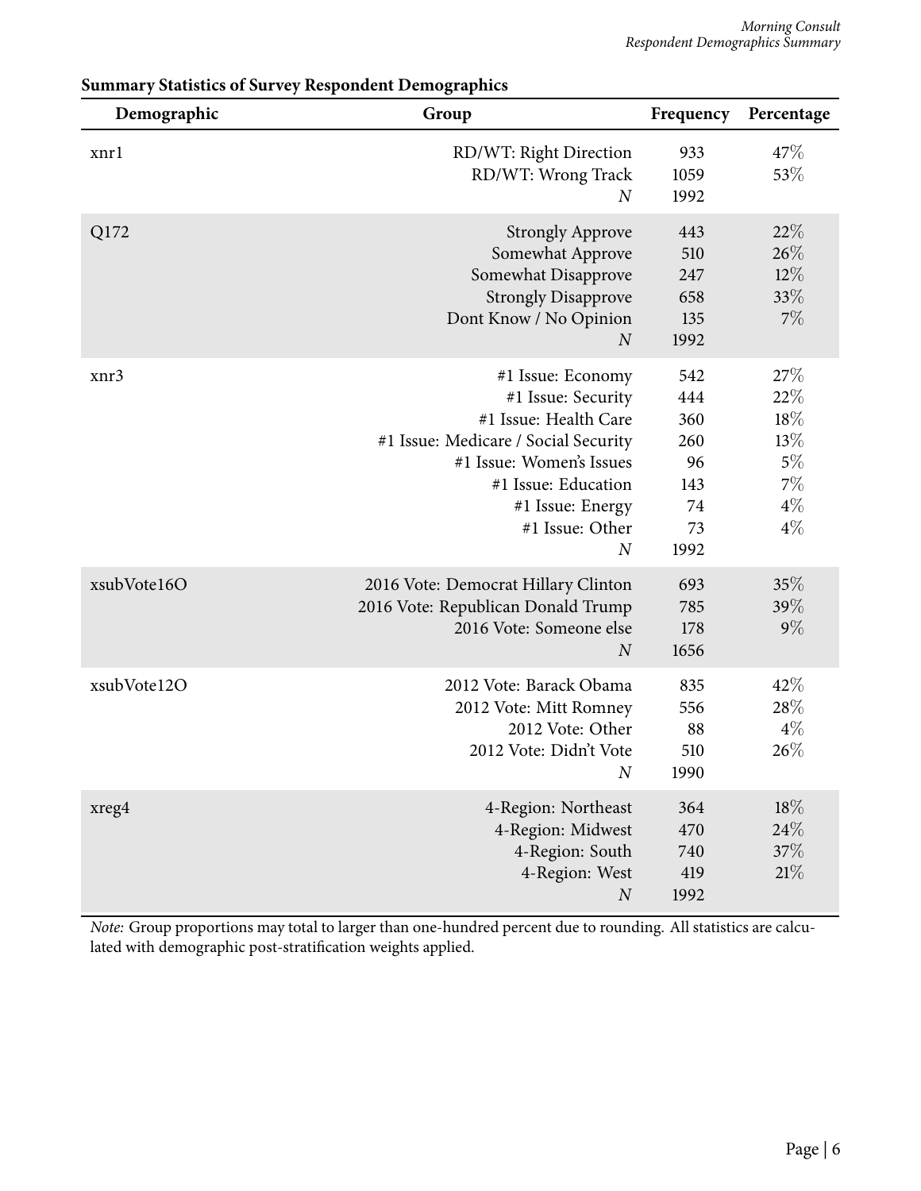**Summary Statistics of Survey Respondent Demographics**

| Demographic | Group | Frequency | Percentage |
|---|---|---|---|
| xnr1 | RD/WT: Right Direction | 933 | 47% |
| | RD/WT: Wrong Track | 1059 | 53% |
| | *N* | 1992 | |
| Q172 | Strongly Approve | 443 | 22% |
| | Somewhat Approve | 510 | 26% |
| | Somewhat Disapprove | 247 | 12% |
| | Strongly Disapprove | 658 | 33% |
| | Dont Know / No Opinion | 135 | 7% |
| | *N* | 1992 | |
| xnr3 | #1 Issue: Economy | 542 | 27% |
| | #1 Issue: Security | 444 | 22% |
| | #1 Issue: Health Care | 360 | 18% |
| | #1 Issue: Medicare / Social Security | 260 | 13% |
| | #1 Issue: Women's Issues | 96 | 5% |
| | #1 Issue: Education | 143 | 7% |
| | #1 Issue: Energy | 74 | 4% |
| | #1 Issue: Other | 73 | 4% |
| | *N* | 1992 | |
| xsubVote16O | 2016 Vote: Democrat Hillary Clinton | 693 | 35% |
| | 2016 Vote: Republican Donald Trump | 785 | 39% |
| | 2016 Vote: Someone else | 178 | 9% |
| | *N* | 1656 | |
| xsubVote12O | 2012 Vote: Barack Obama | 835 | 42% |
| | 2012 Vote: Mitt Romney | 556 | 28% |
| | 2012 Vote: Other | 88 | 4% |
| | 2012 Vote: Didn't Vote | 510 | 26% |
| | *N* | 1990 | |
| xreg4 | 4-Region: Northeast | 364 | 18% |
| | 4-Region: Midwest | 470 | 24% |
| | 4-Region: South | 740 | 37% |
| | 4-Region: West | 419 | 21% |
| | *N* | 1992 | |

*Note:* Group proportions may total to larger than one-hundred percent due to rounding. All statistics are calculated with demographic post-stratification weights applied.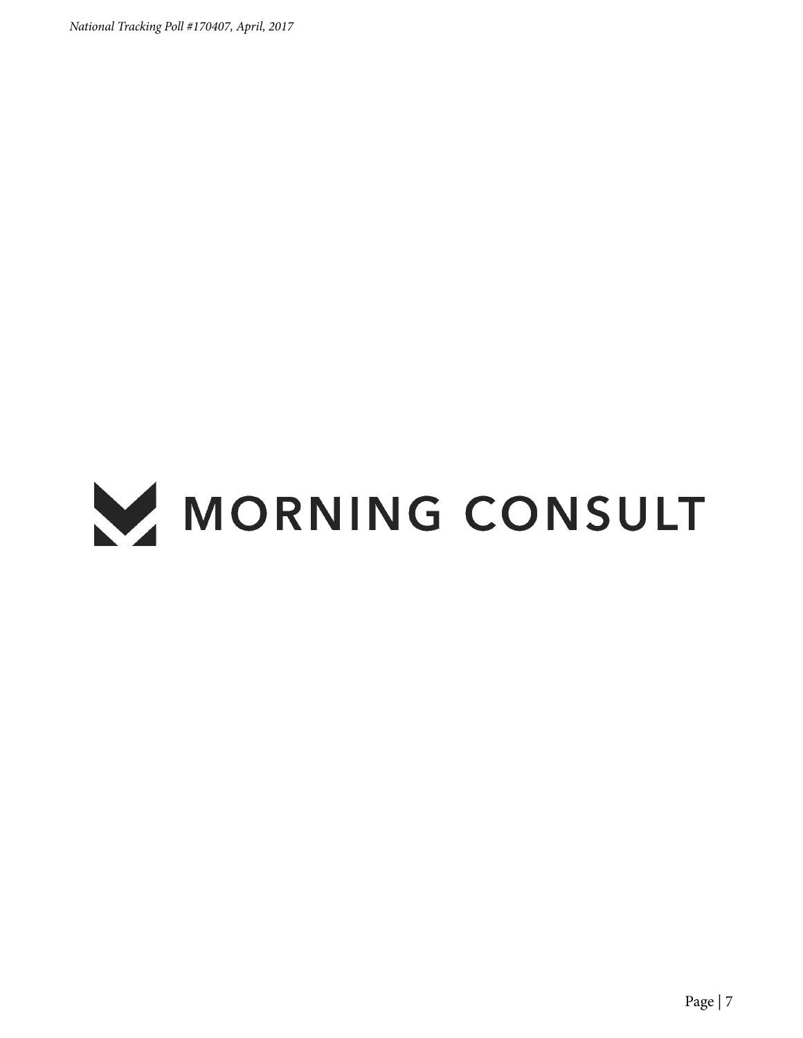MORNING CONSULT